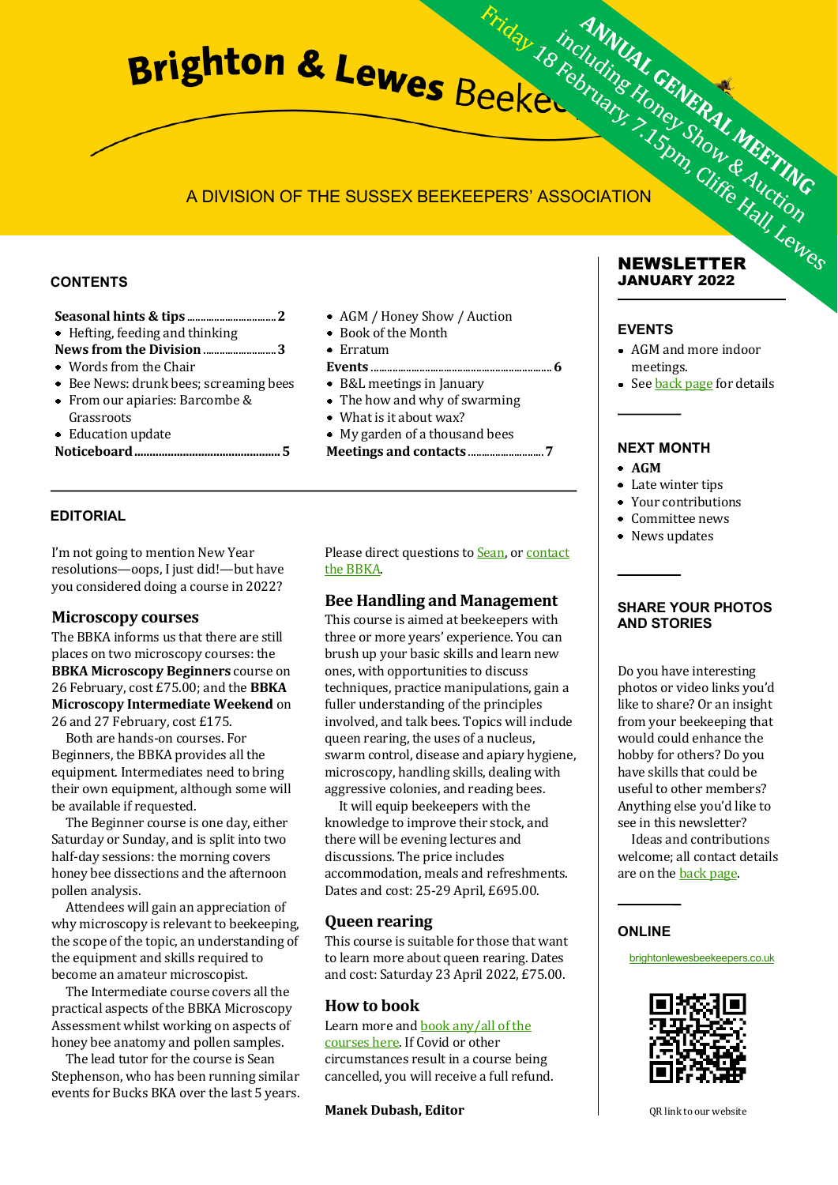# Brighton & Lewes Beekeepers

A DIVISION OF THE SUSSEX BEEKEEPERS' ASSOCIATION

**ANNUAL GENERAL MEETING** including Honey Show & Auction — Friday 18 February, 7.15pm, Cliffe Hall, Lewes

## NEWSLETTER JANUARY 2022

### CONTENTS

**Seasonal hints & tips** ........ 2
- Hefting, feeding and thinking

**News from the Division** ........ 3
- Words from the Chair
- Bee News: drunk bees; screaming bees
- From our apiaries: Barcombe & Grassroots
- Education update

**Noticeboard** ........ 5
- AGM / Honey Show / Auction
- Book of the Month
- Erratum

**Events** ........ 6
- B&L meetings in January
- The how and why of swarming
- What is it about wax?
- My garden of a thousand bees

**Meetings and contacts** ........ 7

### EDITORIAL

I'm not going to mention New Year resolutions—oops, I just did!—but have you considered doing a course in 2022?

#### Microscopy courses

The BBKA informs us that there are still places on two microscopy courses: the **BBKA Microscopy Beginners** course on 26 February, cost £75.00; and the **BBKA Microscopy Intermediate Weekend** on 26 and 27 February, cost £175.

Both are hands-on courses. For Beginners, the BBKA provides all the equipment. Intermediates need to bring their own equipment, although some will be available if requested.

The Beginner course is one day, either Saturday or Sunday, and is split into two half-day sessions: the morning covers honey bee dissections and the afternoon pollen analysis.

Attendees will gain an appreciation of why microscopy is relevant to beekeeping, the scope of the topic, an understanding of the equipment and skills required to become an amateur microscopist.

The Intermediate course covers all the practical aspects of the BBKA Microscopy Assessment whilst working on aspects of honey bee anatomy and pollen samples.

The lead tutor for the course is Sean Stephenson, who has been running similar events for Bucks BKA over the last 5 years.

Please direct questions to Sean, or contact the BBKA.

#### Bee Handling and Management

This course is aimed at beekeepers with three or more years' experience. You can brush up your basic skills and learn new ones, with opportunities to discuss techniques, practice manipulations, gain a fuller understanding of the principles involved, and talk bees. Topics will include queen rearing, the uses of a nucleus, swarm control, disease and apiary hygiene, microscopy, handling skills, dealing with aggressive colonies, and reading bees.

It will equip beekeepers with the knowledge to improve their stock, and there will be evening lectures and discussions. The price includes accommodation, meals and refreshments. Dates and cost: 25-29 April, £695.00.

#### Queen rearing

This course is suitable for those that want to learn more about queen rearing. Dates and cost: Saturday 23 April 2022, £75.00.

#### How to book

Learn more and book any/all of the courses here. If Covid or other circumstances result in a course being cancelled, you will receive a full refund.

**Manek Dubash, Editor**

### EVENTS

- AGM and more indoor meetings.
- See back page for details

### NEXT MONTH

- **AGM**
- Late winter tips
- Your contributions
- Committee news
- News updates

### SHARE YOUR PHOTOS AND STORIES

Do you have interesting photos or video links you'd like to share? Or an insight from your beekeeping that would could enhance the hobby for others? Do you have skills that could be useful to other members? Anything else you'd like to see in this newsletter?

Ideas and contributions welcome; all contact details are on the back page.

### ONLINE

brightonlewesbeekeepers.co.uk

QR link to our website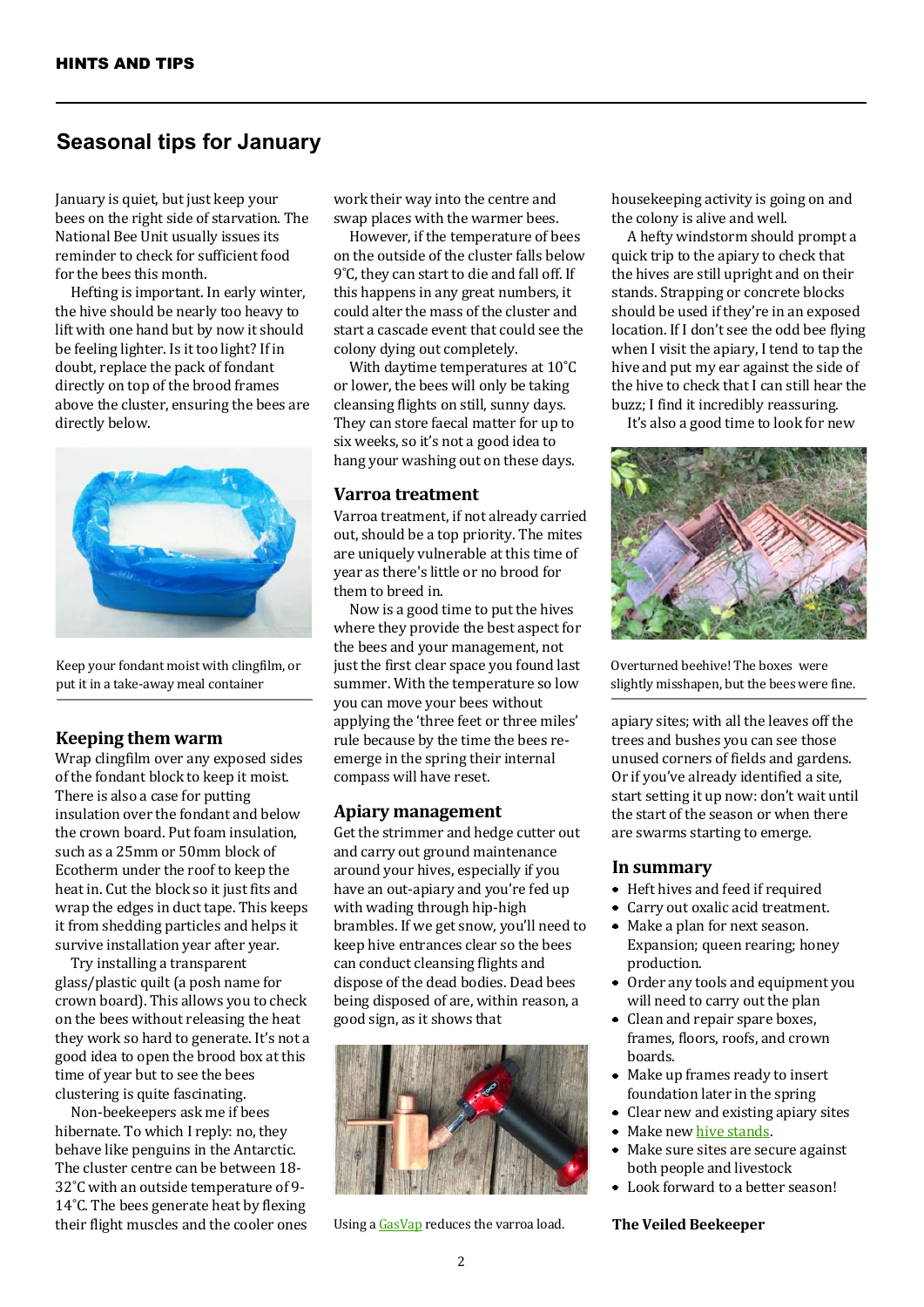# Seasonal tips for January

January is quiet, but just keep your bees on the right side of starvation. The National Bee Unit usually issues its reminder to check for sufficient food for the bees this month.

Hefting is important. In early winter, the hive should be nearly too heavy to lift with one hand but by now it should be feeling lighter. Is it too light? If in doubt, replace the pack of fondant directly on top of the brood frames above the cluster, ensuring the bees are directly below.

Keep your fondant moist with clingfilm, or put it in a take-away meal container

## Keeping them warm

Wrap clingfilm over any exposed sides of the fondant block to keep it moist. There is also a case for putting insulation over the fondant and below the crown board. Put foam insulation, such as a 25mm or 50mm block of Ecotherm under the roof to keep the heat in. Cut the block so it just fits and wrap the edges in duct tape. This keeps it from shedding particles and helps it survive installation year after year.

Try installing a transparent glass/plastic quilt (a posh name for crown board). This allows you to check on the bees without releasing the heat they work so hard to generate. It's not a good idea to open the brood box at this time of year but to see the bees clustering is quite fascinating.

Non-beekeepers ask me if bees hibernate. To which I reply: no, they behave like penguins in the Antarctic. The cluster centre can be between 18-32˚C with an outside temperature of 9-14˚C. The bees generate heat by flexing their flight muscles and the cooler ones work their way into the centre and swap places with the warmer bees.

However, if the temperature of bees on the outside of the cluster falls below 9˚C, they can start to die and fall off. If this happens in any great numbers, it could alter the mass of the cluster and start a cascade event that could see the colony dying out completely.

With daytime temperatures at 10˚C or lower, the bees will only be taking cleansing flights on still, sunny days. They can store faecal matter for up to six weeks, so it's not a good idea to hang your washing out on these days.

## Varroa treatment

Varroa treatment, if not already carried out, should be a top priority. The mites are uniquely vulnerable at this time of year as there's little or no brood for them to breed in.

Now is a good time to put the hives where they provide the best aspect for the bees and your management, not just the first clear space you found last summer. With the temperature so low you can move your bees without applying the 'three feet or three miles' rule because by the time the bees re-emerge in the spring their internal compass will have reset.

## Apiary management

Get the strimmer and hedge cutter out and carry out ground maintenance around your hives, especially if you have an out-apiary and you're fed up with wading through hip-high brambles. If we get snow, you'll need to keep hive entrances clear so the bees can conduct cleansing flights and dispose of the dead bodies. Dead bees being disposed of are, within reason, a good sign, as it shows that housekeeping activity is going on and the colony is alive and well.

Using a GasVap reduces the varroa load.

A hefty windstorm should prompt a quick trip to the apiary to check that the hives are still upright and on their stands. Strapping or concrete blocks should be used if they're in an exposed location. If I don't see the odd bee flying when I visit the apiary, I tend to tap the hive and put my ear against the side of the hive to check that I can still hear the buzz; I find it incredibly reassuring.

It's also a good time to look for new apiary sites; with all the leaves off the trees and bushes you can see those unused corners of fields and gardens. Or if you've already identified a site, start setting it up now: don't wait until the start of the season or when there are swarms starting to emerge.

Overturned beehive! The boxes were slightly misshapen, but the bees were fine.

## In summary

- Heft hives and feed if required
- Carry out oxalic acid treatment.
- Make a plan for next season. Expansion; queen rearing; honey production.
- Order any tools and equipment you will need to carry out the plan
- Clean and repair spare boxes, frames, floors, roofs, and crown boards.
- Make up frames ready to insert foundation later in the spring
- Clear new and existing apiary sites
- Make new hive stands.
- Make sure sites are secure against both people and livestock
- Look forward to a better season!

**The Veiled Beekeeper**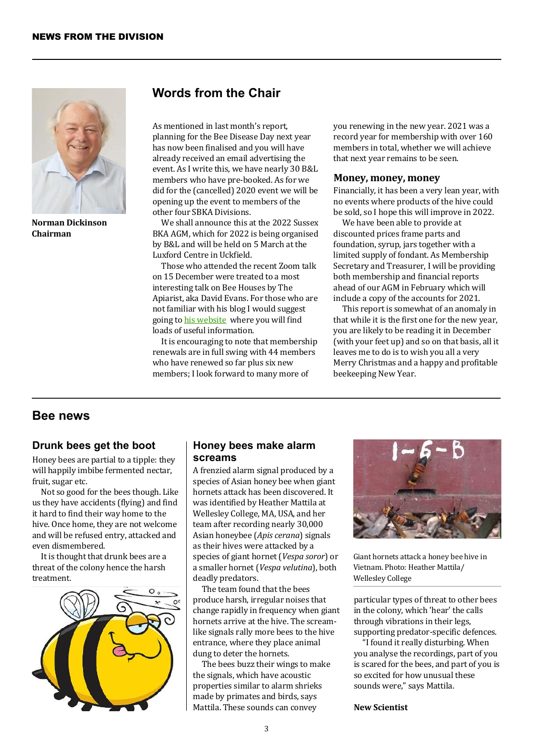## NEWS FROM THE DIVISION

**Norman Dickinson**
**Chairman**

# Words from the Chair

As mentioned in last month's report, planning for the Bee Disease Day next year has now been finalised and you will have already received an email advertising the event. As I write this, we have nearly 30 B&L members who have pre-booked. As for we did for the (cancelled) 2020 event we will be opening up the event to members of the other four SBKA Divisions.

We shall announce this at the 2022 Sussex BKA AGM, which for 2022 is being organised by B&L and will be held on 5 March at the Luxford Centre in Uckfield.

Those who attended the recent Zoom talk on 15 December were treated to a most interesting talk on Bee Houses by The Apiarist, aka David Evans. For those who are not familiar with his blog I would suggest going to his website where you will find loads of useful information.

It is encouraging to note that membership renewals are in full swing with 44 members who have renewed so far plus six new members; I look forward to many more of you renewing in the new year. 2021 was a record year for membership with over 160 members in total, whether we will achieve that next year remains to be seen.

### Money, money, money

Financially, it has been a very lean year, with no events where products of the hive could be sold, so I hope this will improve in 2022.

We have been able to provide at discounted prices frame parts and foundation, syrup, jars together with a limited supply of fondant. As Membership Secretary and Treasurer, I will be providing both membership and financial reports ahead of our AGM in February which will include a copy of the accounts for 2021.

This report is somewhat of an anomaly in that while it is the first one for the new year, you are likely to be reading it in December (with your feet up) and so on that basis, all it leaves me to do is to wish you all a very Merry Christmas and a happy and profitable beekeeping New Year.

# Bee news

## Drunk bees get the boot

Honey bees are partial to a tipple: they will happily imbibe fermented nectar, fruit, sugar etc.

Not so good for the bees though. Like us they have accidents (flying) and find it hard to find their way home to the hive. Once home, they are not welcome and will be refused entry, attacked and even dismembered.

It is thought that drunk bees are a threat of the colony hence the harsh treatment.

## Honey bees make alarm screams

A frenzied alarm signal produced by a species of Asian honey bee when giant hornets attack has been discovered. It was identified by Heather Mattila at Wellesley College, MA, USA, and her team after recording nearly 30,000 Asian honeybee (*Apis cerana*) signals as their hives were attacked by a species of giant hornet (*Vespa soror*) or a smaller hornet (*Vespa velutina*), both deadly predators.

The team found that the bees produce harsh, irregular noises that change rapidly in frequency when giant hornets arrive at the hive. The scream-like signals rally more bees to the hive entrance, where they place animal dung to deter the hornets.

The bees buzz their wings to make the signals, which have acoustic properties similar to alarm shrieks made by primates and birds, says Mattila. These sounds can convey particular types of threat to other bees in the colony, which 'hear' the calls through vibrations in their legs, supporting predator-specific defences.

Giant hornets attack a honey bee hive in Vietnam. Photo: Heather Mattila/ Wellesley College

"I found it really disturbing. When you analyse the recordings, part of you is scared for the bees, and part of you is so excited for how unusual these sounds were," says Mattila.

**New Scientist**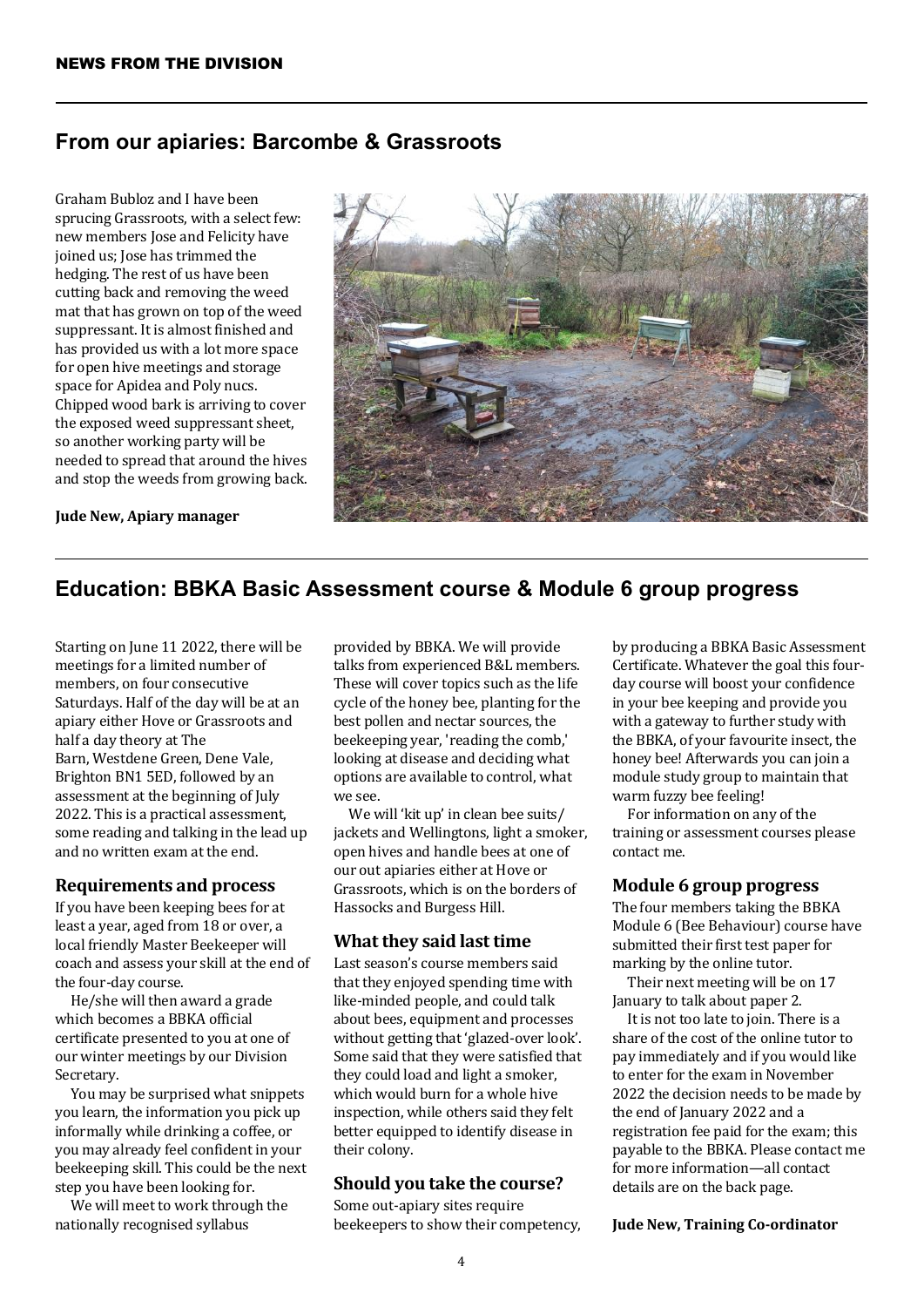## From our apiaries: Barcombe & Grassroots

Graham Bubloz and I have been sprucing Grassroots, with a select few: new members Jose and Felicity have joined us; Jose has trimmed the hedging. The rest of us have been cutting back and removing the weed mat that has grown on top of the weed suppressant. It is almost finished and has provided us with a lot more space for open hive meetings and storage space for Apidea and Poly nucs. Chipped wood bark is arriving to cover the exposed weed suppressant sheet, so another working party will be needed to spread that around the hives and stop the weeds from growing back.

**Jude New, Apiary manager**

## Education: BBKA Basic Assessment course & Module 6 group progress

Starting on June 11 2022, there will be meetings for a limited number of members, on four consecutive Saturdays. Half of the day will be at an apiary either Hove or Grassroots and half a day theory at The Barn, Westdene Green, Dene Vale, Brighton BN1 5ED, followed by an assessment at the beginning of July 2022. This is a practical assessment, some reading and talking in the lead up and no written exam at the end.

### Requirements and process

If you have been keeping bees for at least a year, aged from 18 or over, a local friendly Master Beekeeper will coach and assess your skill at the end of the four-day course.

He/she will then award a grade which becomes a BBKA official certificate presented to you at one of our winter meetings by our Division Secretary.

You may be surprised what snippets you learn, the information you pick up informally while drinking a coffee, or you may already feel confident in your beekeeping skill. This could be the next step you have been looking for.

We will meet to work through the nationally recognised syllabus provided by BBKA. We will provide talks from experienced B&L members. These will cover topics such as the life cycle of the honey bee, planting for the best pollen and nectar sources, the beekeeping year, 'reading the comb,' looking at disease and deciding what options are available to control, what we see.

We will 'kit up' in clean bee suits/ jackets and Wellingtons, light a smoker, open hives and handle bees at one of our out apiaries either at Hove or Grassroots, which is on the borders of Hassocks and Burgess Hill.

### What they said last time

Last season's course members said that they enjoyed spending time with like-minded people, and could talk about bees, equipment and processes without getting that 'glazed-over look'. Some said that they were satisfied that they could load and light a smoker, which would burn for a whole hive inspection, while others said they felt better equipped to identify disease in their colony.

### Should you take the course?

Some out-apiary sites require beekeepers to show their competency, by producing a BBKA Basic Assessment Certificate. Whatever the goal this four-day course will boost your confidence in your bee keeping and provide you with a gateway to further study with the BBKA, of your favourite insect, the honey bee! Afterwards you can join a module study group to maintain that warm fuzzy bee feeling!

For information on any of the training or assessment courses please contact me.

### Module 6 group progress

The four members taking the BBKA Module 6 (Bee Behaviour) course have submitted their first test paper for marking by the online tutor.

Their next meeting will be on 17 January to talk about paper 2.

It is not too late to join. There is a share of the cost of the online tutor to pay immediately and if you would like to enter for the exam in November 2022 the decision needs to be made by the end of January 2022 and a registration fee paid for the exam; this payable to the BBKA. Please contact me for more information—all contact details are on the back page.

**Jude New, Training Co-ordinator**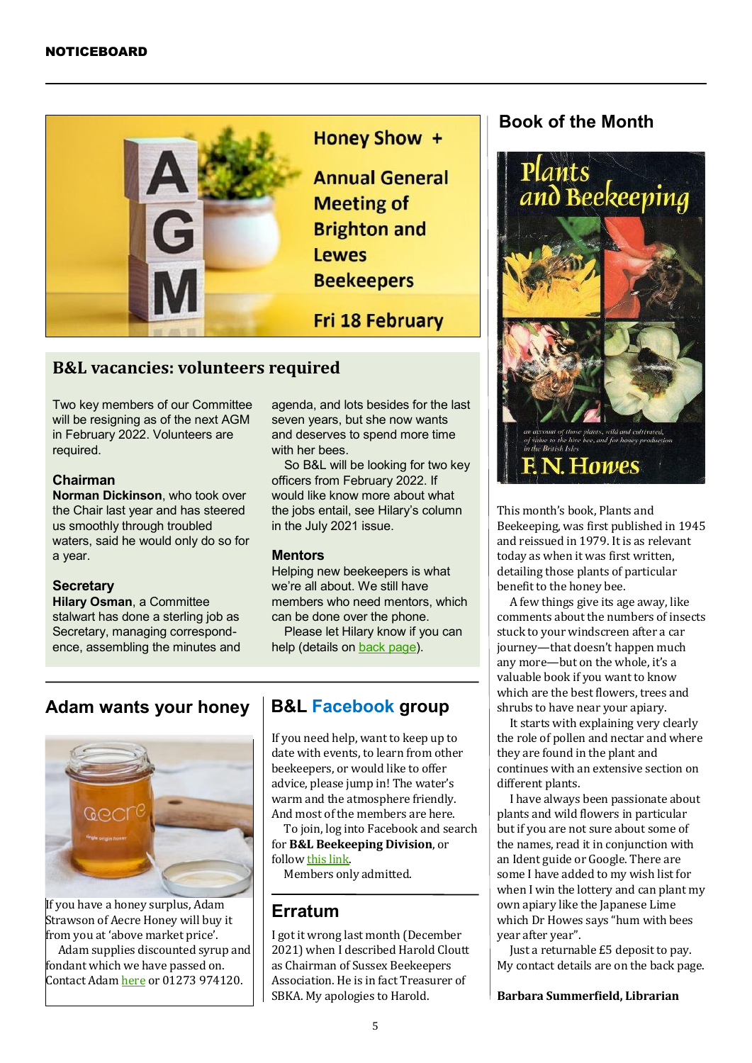NOTICEBOARD

Honey Show +

Annual General Meeting of Brighton and Lewes Beekeepers

Fri 18 February

## B&L vacancies: volunteers required

Two key members of our Committee will be resigning as of the next AGM in February 2022. Volunteers are required.

### Chairman

**Norman Dickinson**, who took over the Chair last year and has steered us smoothly through troubled waters, said he would only do so for a year.

### Secretary

**Hilary Osman**, a Committee stalwart has done a sterling job as Secretary, managing correspondence, assembling the minutes and agenda, and lots besides for the last seven years, but she now wants and deserves to spend more time with her bees.

So B&L will be looking for two key officers from February 2022. If would like know more about what the jobs entail, see Hilary's column in the July 2021 issue.

### Mentors

Helping new beekeepers is what we're all about. We still have members who need mentors, which can be done over the phone.

Please let Hilary know if you can help (details on back page).

## Adam wants your honey

If you have a honey surplus, Adam Strawson of Aecre Honey will buy it from you at 'above market price'.

Adam supplies discounted syrup and fondant which we have passed on. Contact Adam here or 01273 974120.

## B&L Facebook group

If you need help, want to keep up to date with events, to learn from other beekeepers, or would like to offer advice, please jump in! The water's warm and the atmosphere friendly. And most of the members are here.

To join, log into Facebook and search for **B&L Beekeeping Division**, or follow this link.

Members only admitted.

## Erratum

I got it wrong last month (December 2021) when I described Harold Cloutt as Chairman of Sussex Beekeepers Association. He is in fact Treasurer of SBKA. My apologies to Harold.

## Book of the Month

Plants and Beekeeping

F. N. Howes

This month's book, Plants and Beekeeping, was first published in 1945 and reissued in 1979. It is as relevant today as when it was first written, detailing those plants of particular benefit to the honey bee.

A few things give its age away, like comments about the numbers of insects stuck to your windscreen after a car journey—that doesn't happen much any more—but on the whole, it's a valuable book if you want to know which are the best flowers, trees and shrubs to have near your apiary.

It starts with explaining very clearly the role of pollen and nectar and where they are found in the plant and continues with an extensive section on different plants.

I have always been passionate about plants and wild flowers in particular but if you are not sure about some of the names, read it in conjunction with an Ident guide or Google. There are some I have added to my wish list for when I win the lottery and can plant my own apiary like the Japanese Lime which Dr Howes says "hum with bees year after year".

Just a returnable £5 deposit to pay. My contact details are on the back page.

**Barbara Summerfield, Librarian**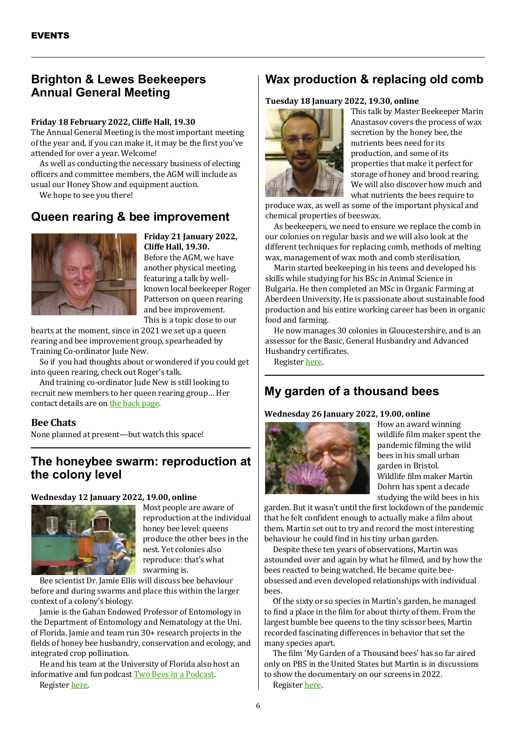**EVENTS**

## Brighton & Lewes Beekeepers Annual General Meeting

**Friday 18 February 2022, Cliffe Hall, 19.30**

The Annual General Meeting is the most important meeting of the year and, if you can make it, it may be the first you've attended for over a year. Welcome!

As well as conducting the necessary business of electing officers and committee members, the AGM will include as usual our Honey Show and equipment auction.

We hope to see you there!

## Queen rearing & bee improvement

**Friday 21 January 2022, Cliffe Hall, 19.30.**

Before the AGM, we have another physical meeting, featuring a talk by well-known local beekeeper Roger Patterson on queen rearing and bee improvement. This is a topic close to our hearts at the moment, since in 2021 we set up a queen rearing and bee improvement group, spearheaded by Training Co-ordinator Jude New.

So if you had thoughts about or wondered if you could get into queen rearing, check out Roger's talk.

And training co-ordinator Jude New is still looking to recruit new members to her queen rearing group… Her contact details are on the back page.

### Bee Chats

None planned at present—but watch this space!

## The honeybee swarm: reproduction at the colony level

**Wednesday 12 January 2022, 19.00, online**

Most people are aware of reproduction at the individual honey bee level: queens produce the other bees in the nest. Yet colonies also reproduce: that's what swarming is.

Bee scientist Dr. Jamie Ellis will discuss bee behaviour before and during swarms and place this within the larger context of a colony's biology.

Jamie is the Gahan Endowed Professor of Entomology in the Department of Entomology and Nematology at the Uni. of Florida. Jamie and team run 30+ research projects in the fields of honey bee husbandry, conservation and ecology, and integrated crop pollination.

He and his team at the University of Florida also host an informative and fun podcast Two Bees in a Podcast.

Register here.

## Wax production & replacing old comb

**Tuesday 18 January 2022, 19.30, online**

This talk by Master Beekeeper Marin Anastasov covers the process of wax secretion by the honey bee, the nutrients bees need for its production, and some of its properties that make it perfect for storage of honey and brood rearing. We will also discover how much and what nutrients the bees require to produce wax, as well as some of the important physical and chemical properties of beeswax.

As beekeepers, we need to ensure we replace the comb in our colonies on regular basis and we will also look at the different techniques for replacing comb, methods of melting wax, management of wax moth and comb sterilisation.

Marin started beekeeping in his teens and developed his skills while studying for his BSc in Animal Science in Bulgaria. He then completed an MSc in Organic Farming at Aberdeen University. He is passionate about sustainable food production and his entire working career has been in organic food and farming.

He now manages 30 colonies in Gloucestershire, and is an assessor for the Basic, General Husbandry and Advanced Husbandry certificates.

Register here.

## My garden of a thousand bees

**Wednesday 26 January 2022, 19.00, online**

How an award winning wildlife film maker spent the pandemic filming the wild bees in his small urban garden in Bristol. Wildlife film maker Martin Dohrn has spent a decade studying the wild bees in his garden. But it wasn't until the first lockdown of the pandemic that he felt confident enough to actually make a film about them. Martin set out to try and record the most interesting behaviour he could find in his tiny urban garden.

Despite these ten years of observations, Martin was astounded over and over again by what he filmed, and by how the bees reacted to being watched. He became quite bee-obsessed and even developed relationships with individual bees.

Of the sixty or so species in Martin's garden, he managed to find a place in the film for about thirty of them. From the largest bumble bee queens to the tiny scissor bees, Martin recorded fascinating differences in behavior that set the many species apart.

The film 'My Garden of a Thousand bees' has so far aired only on PBS in the United States but Martin is in discussions to show the documentary on our screens in 2022.

Register here.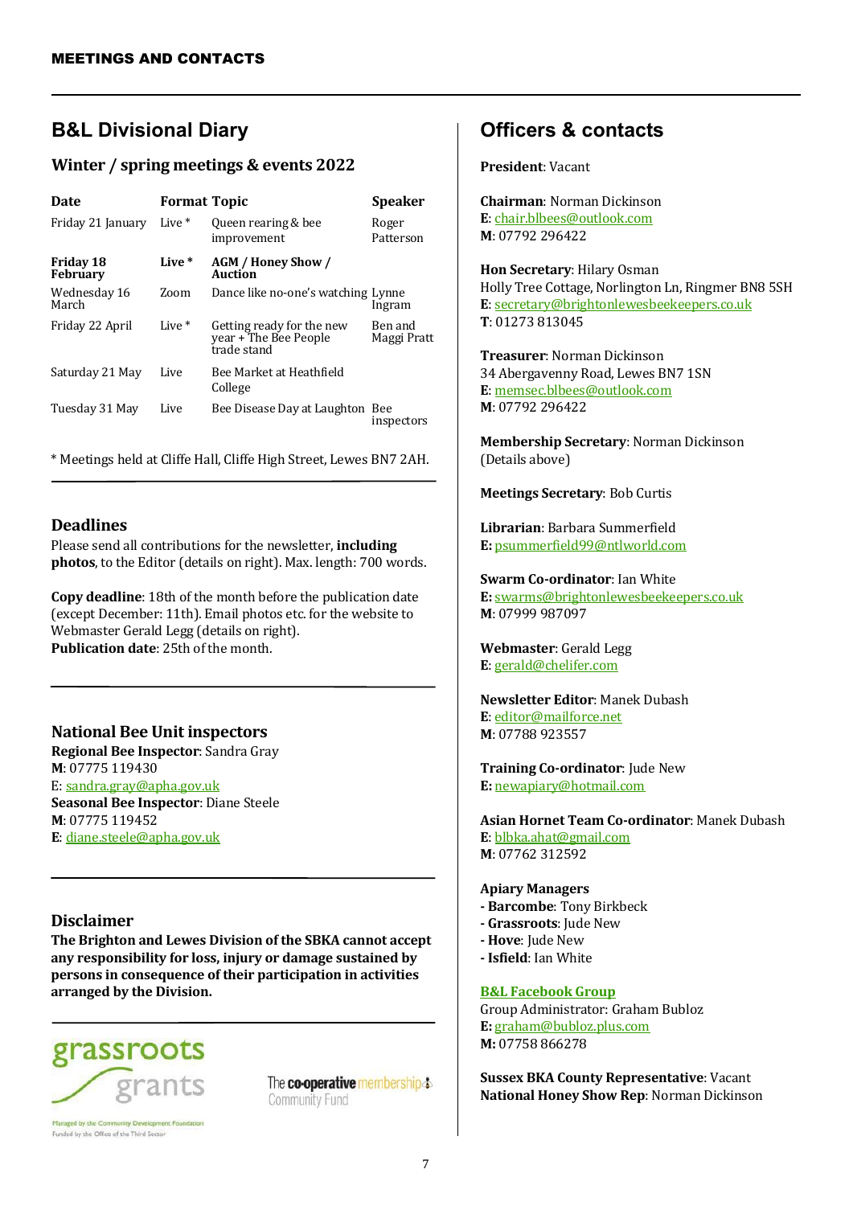# MEETINGS AND CONTACTS

## B&L Divisional Diary

### Winter / spring meetings & events 2022

| Date | Format | Topic | Speaker |
|---|---|---|---|
| Friday 21 January | Live * | Queen rearing & bee improvement | Roger Patterson |
| **Friday 18 February** | **Live *** | **AGM / Honey Show / Auction** | |
| Wednesday 16 March | Zoom | Dance like no-one's watching | Lynne Ingram |
| Friday 22 April | Live * | Getting ready for the new year + The Bee People trade stand | Ben and Maggi Pratt |
| Saturday 21 May | Live | Bee Market at Heathfield College | |
| Tuesday 31 May | Live | Bee Disease Day at Laughton | Bee inspectors |

* Meetings held at Cliffe Hall, Cliffe High Street, Lewes BN7 2AH.

### Deadlines

Please send all contributions for the newsletter, **including photos**, to the Editor (details on right). Max. length: 700 words.

**Copy deadline**: 18th of the month before the publication date (except December: 11th). Email photos etc. for the website to Webmaster Gerald Legg (details on right).
**Publication date**: 25th of the month.

### National Bee Unit inspectors

**Regional Bee Inspector**: Sandra Gray
**M**: 07775 119430
E: sandra.gray@apha.gov.uk
**Seasonal Bee Inspector**: Diane Steele
**M**: 07775 119452
**E**: diane.steele@apha.gov.uk

### Disclaimer

**The Brighton and Lewes Division of the SBKA cannot accept any responsibility for loss, injury or damage sustained by persons in consequence of their participation in activities arranged by the Division.**

grassroots grants
Managed by the Community Development Foundation
Funded by the Office of the Third Sector

The co-operative membership Community Fund

## Officers & contacts

**President**: Vacant

**Chairman**: Norman Dickinson
**E**: chair.blbees@outlook.com
**M**: 07792 296422

**Hon Secretary**: Hilary Osman
Holly Tree Cottage, Norlington Ln, Ringmer BN8 5SH
**E**: secretary@brightonlewesbeekeepers.co.uk
**T**: 01273 813045

**Treasurer**: Norman Dickinson
34 Abergavenny Road, Lewes BN7 1SN
**E**: memsec.blbees@outlook.com
**M**: 07792 296422

**Membership Secretary**: Norman Dickinson
(Details above)

**Meetings Secretary**: Bob Curtis

**Librarian**: Barbara Summerfield
**E:** psummerfield99@ntlworld.com

**Swarm Co-ordinator**: Ian White
**E:** swarms@brightonlewesbeekeepers.co.uk
**M**: 07999 987097

**Webmaster**: Gerald Legg
**E**: gerald@chelifer.com

**Newsletter Editor**: Manek Dubash
**E**: editor@mailforce.net
**M**: 07788 923557

**Training Co-ordinator**: Jude New
**E:** newapiary@hotmail.com

**Asian Hornet Team Co-ordinator**: Manek Dubash
**E**: blbka.ahat@gmail.com
**M**: 07762 312592

**Apiary Managers**
- **Barcombe**: Tony Birkbeck
- **Grassroots**: Jude New
- **Hove**: Jude New
- **Isfield**: Ian White

**B&L Facebook Group**
Group Administrator: Graham Bubloz
**E:** graham@bubloz.plus.com
**M:** 07758 866278

**Sussex BKA County Representative**: Vacant
**National Honey Show Rep**: Norman Dickinson